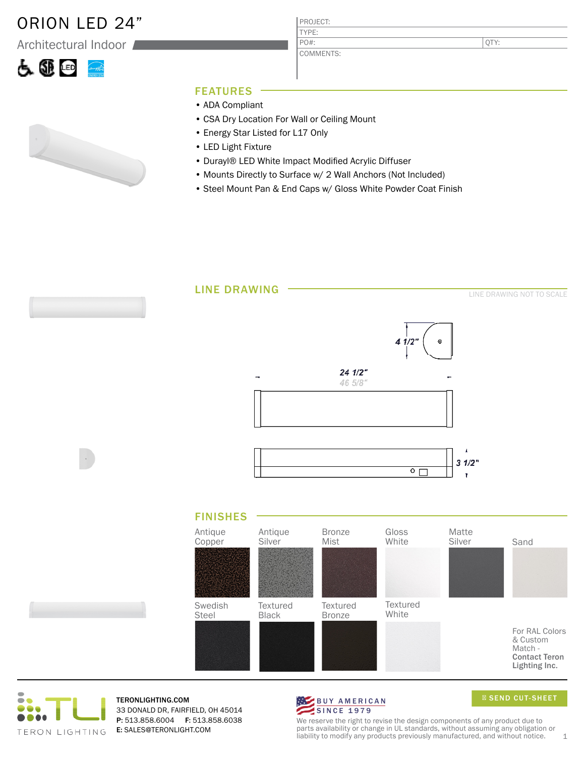# ORION LED 24"

Architectural Indoor

| PROJECT: | |
|---|---|
| TYPE: | |
| PO#: | QTY: |
| COMMENTS: | |

## FEATURES

- ADA Compliant
- CSA Dry Location For Wall or Ceiling Mount
- Energy Star Listed for L17 Only
- LED Light Fixture
- Durayl® LED White Impact Modified Acrylic Diffuser
- Mounts Directly to Surface w/ 2 Wall Anchors (Not Included)
- Steel Mount Pan & End Caps w/ Gloss White Powder Coat Finish

## LINE DRAWING

LINE DRAWING NOT TO SCALE

4 1/2"

24 1/2"

46 5/8"

3 1/2"

## FINISHES

- Antique Copper
- Antique Silver
- Bronze Mist
- Gloss White
- Matte Silver
- Sand
- Swedish Steel
- Textured Black
- Textured Bronze
- Textured White

For RAL Colors & Custom Match - **Contact Teron Lighting Inc.**

TERON LIGHTING

**TERONLIGHTING.COM**
33 DONALD DR, FAIRFIELD, OH 45014
**P:** 513.858.6004 **F:** 513.858.6038
**E:** SALES@TERONLIGHT.COM

BUY AMERICAN SINCE 1979

SEND CUT-SHEET

We reserve the right to revise the design components of any product due to parts availability or change in UL standards, without assuming any obligation or liability to modify any products previously manufactured, and without notice.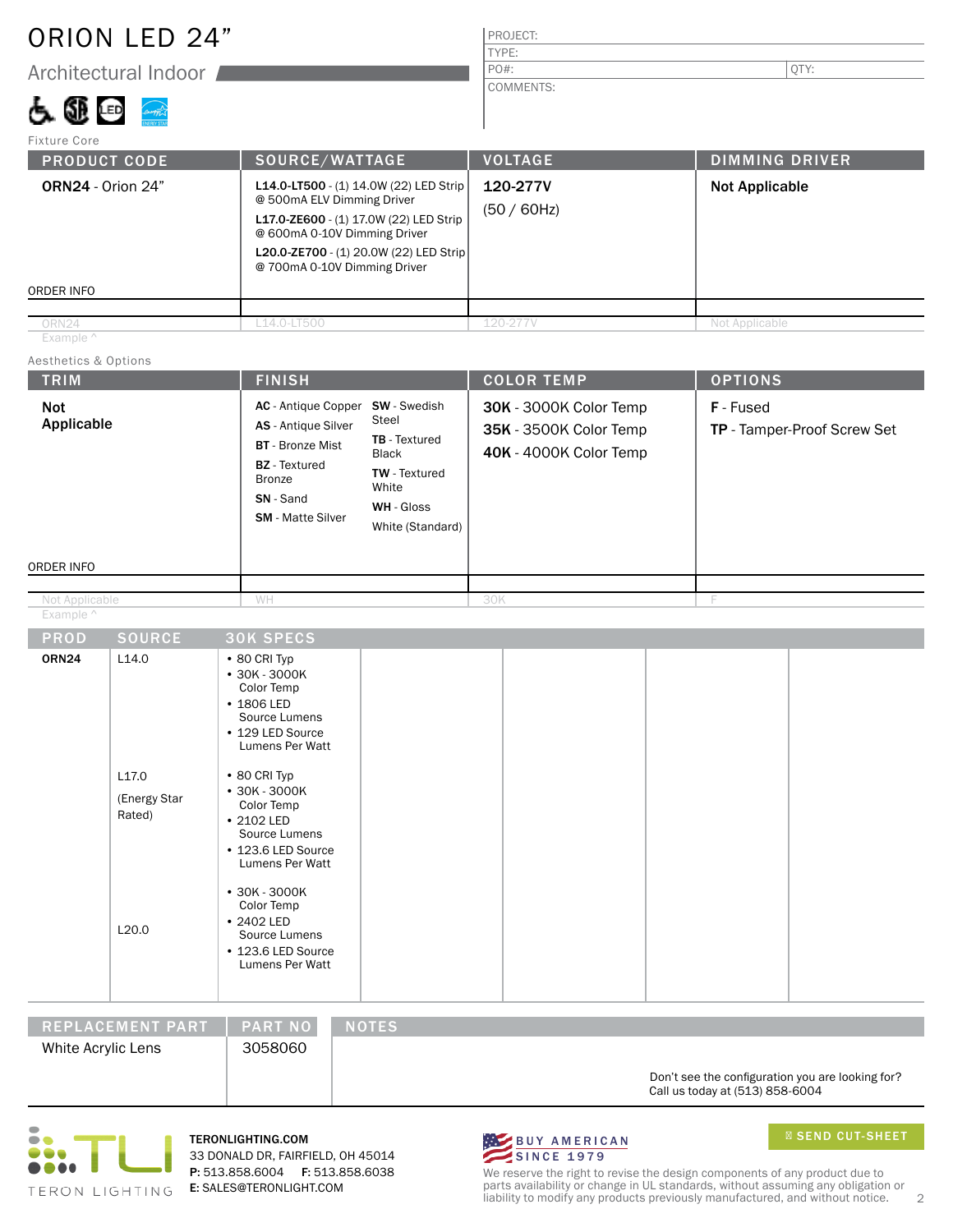# ORION LED 24"

## Architectural Indoor

| PROJECT: | |
|---|---|
| TYPE: | |
| PO#: | QTY: |
| COMMENTS: | |

Fixture Core

| PRODUCT CODE | SOURCE/WATTAGE | VOLTAGE | DIMMING DRIVER |
|---|---|---|---|
| **ORN24** - Orion 24" | **L14.0-LT500** - (1) 14.0W (22) LED Strip @ 500mA ELV Dimming Driver<br>**L17.0-ZE600** - (1) 17.0W (22) LED Strip @ 600mA 0-10V Dimming Driver<br>**L20.0-ZE700** - (1) 20.0W (22) LED Strip @ 700mA 0-10V Dimming Driver | **120-277V**<br>(50 / 60Hz) | **Not Applicable** |
| ORDER INFO | | | |
| ORN24 | L14.0-LT500 | 120-277V | Not Applicable |

Example ^

Aesthetics & Options

| TRIM | FINISH | COLOR TEMP | OPTIONS |
|---|---|---|---|
| **Not Applicable** | **AC** - Antique Copper<br>**AS** - Antique Silver<br>**BT** - Bronze Mist<br>**BZ** - Textured Bronze<br>**SN** - Sand<br>**SM** - Matte Silver<br>**SW** - Swedish Steel<br>**TB** - Textured Black<br>**TW** - Textured White<br>**WH** - Gloss White (Standard) | **30K** - 3000K Color Temp<br>**35K** - 3500K Color Temp<br>**40K** - 4000K Color Temp | **F** - Fused<br>**TP** - Tamper-Proof Screw Set |
| ORDER INFO | | | |
| Not Applicable | WH | 30K | F |

Example ^

| PROD | SOURCE | 30K SPECS |
|---|---|---|
| **ORN24** | L14.0 | • 80 CRI Typ<br>• 30K - 3000K Color Temp<br>• 1806 LED Source Lumens<br>• 129 LED Source Lumens Per Watt |
| | L17.0<br>(Energy Star Rated) | • 80 CRI Typ<br>• 30K - 3000K Color Temp<br>• 2102 LED Source Lumens<br>• 123.6 LED Source Lumens Per Watt |
| | L20.0 | • 30K - 3000K Color Temp<br>• 2402 LED Source Lumens<br>• 123.6 LED Source Lumens Per Watt |

| REPLACEMENT PART | PART NO | NOTES |
|---|---|---|
| White Acrylic Lens | 3058060 | |

Don't see the configuration you are looking for?
Call us today at (513) 858-6004

TERON LIGHTING

TERONLIGHTING.COM
33 DONALD DR, FAIRFIELD, OH 45014
**P:** 513.858.6004 **F:** 513.858.6038
**E:** SALES@TERONLIGHT.COM

BUY AMERICAN SINCE 1979

SEND CUT-SHEET

We reserve the right to revise the design components of any product due to parts availability or change in UL standards, without assuming any obligation or liability to modify any products previously manufactured, and without notice.